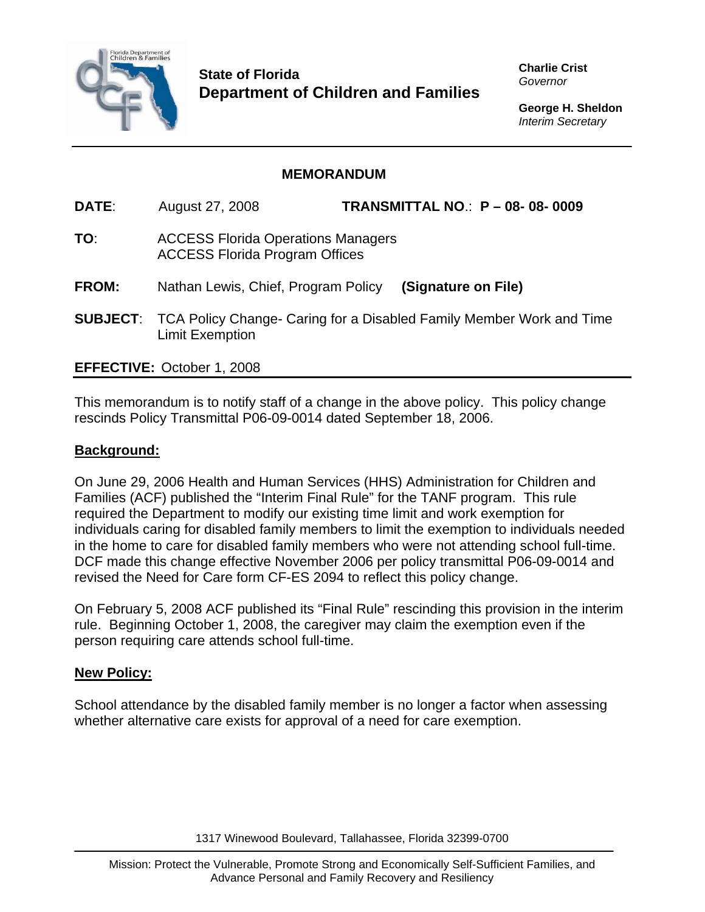**State of Florida**
**Department of Children and Families**

**Charlie Crist**
*Governor*

**George H. Sheldon**
*Interim Secretary*

## MEMORANDUM

**DATE**: August 27, 2008 **TRANSMITTAL NO**.: **P – 08- 08- 0009**

**TO**: ACCESS Florida Operations Managers
ACCESS Florida Program Offices

**FROM:** Nathan Lewis, Chief, Program Policy **(Signature on File)**

**SUBJECT**: TCA Policy Change- Caring for a Disabled Family Member Work and Time Limit Exemption

**EFFECTIVE:** October 1, 2008

This memorandum is to notify staff of a change in the above policy. This policy change rescinds Policy Transmittal P06-09-0014 dated September 18, 2006.

**Background:**

On June 29, 2006 Health and Human Services (HHS) Administration for Children and Families (ACF) published the "Interim Final Rule" for the TANF program. This rule required the Department to modify our existing time limit and work exemption for individuals caring for disabled family members to limit the exemption to individuals needed in the home to care for disabled family members who were not attending school full-time. DCF made this change effective November 2006 per policy transmittal P06-09-0014 and revised the Need for Care form CF-ES 2094 to reflect this policy change.

On February 5, 2008 ACF published its "Final Rule" rescinding this provision in the interim rule. Beginning October 1, 2008, the caregiver may claim the exemption even if the person requiring care attends school full-time.

**New Policy:**

School attendance by the disabled family member is no longer a factor when assessing whether alternative care exists for approval of a need for care exemption.

1317 Winewood Boulevard, Tallahassee, Florida 32399-0700

Mission: Protect the Vulnerable, Promote Strong and Economically Self-Sufficient Families, and Advance Personal and Family Recovery and Resiliency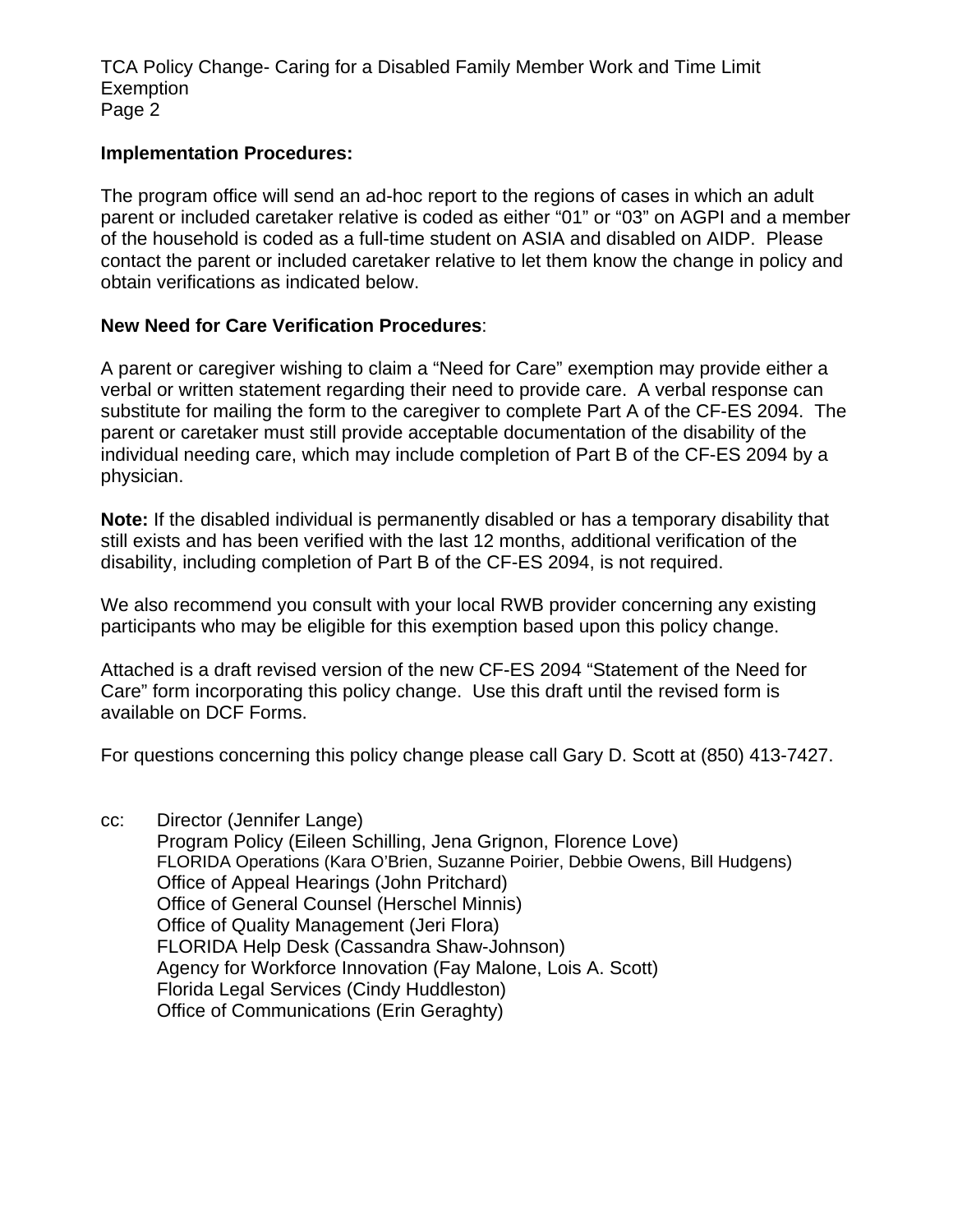**Implementation Procedures:**

The program office will send an ad-hoc report to the regions of cases in which an adult parent or included caretaker relative is coded as either "01" or "03" on AGPI and a member of the household is coded as a full-time student on ASIA and disabled on AIDP. Please contact the parent or included caretaker relative to let them know the change in policy and obtain verifications as indicated below.

**New Need for Care Verification Procedures**:

A parent or caregiver wishing to claim a "Need for Care" exemption may provide either a verbal or written statement regarding their need to provide care. A verbal response can substitute for mailing the form to the caregiver to complete Part A of the CF-ES 2094. The parent or caretaker must still provide acceptable documentation of the disability of the individual needing care, which may include completion of Part B of the CF-ES 2094 by a physician.

**Note:** If the disabled individual is permanently disabled or has a temporary disability that still exists and has been verified with the last 12 months, additional verification of the disability, including completion of Part B of the CF-ES 2094, is not required.

We also recommend you consult with your local RWB provider concerning any existing participants who may be eligible for this exemption based upon this policy change.

Attached is a draft revised version of the new CF-ES 2094 "Statement of the Need for Care" form incorporating this policy change. Use this draft until the revised form is available on DCF Forms.

For questions concerning this policy change please call Gary D. Scott at (850) 413-7427.

cc: Director (Jennifer Lange)
Program Policy (Eileen Schilling, Jena Grignon, Florence Love)
FLORIDA Operations (Kara O'Brien, Suzanne Poirier, Debbie Owens, Bill Hudgens)
Office of Appeal Hearings (John Pritchard)
Office of General Counsel (Herschel Minnis)
Office of Quality Management (Jeri Flora)
FLORIDA Help Desk (Cassandra Shaw-Johnson)
Agency for Workforce Innovation (Fay Malone, Lois A. Scott)
Florida Legal Services (Cindy Huddleston)
Office of Communications (Erin Geraghty)